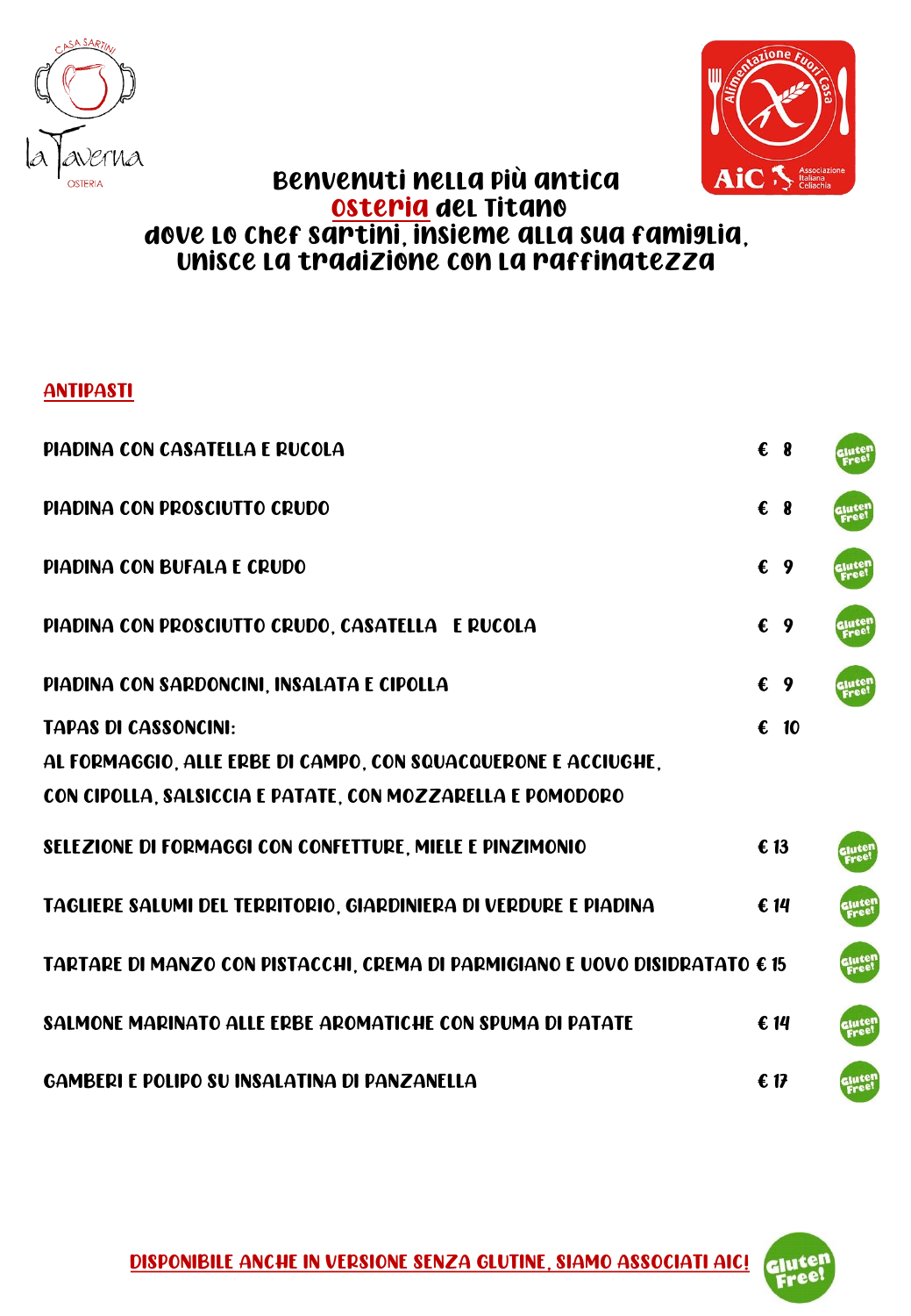CASA SARTINI

la Taverna

OSTERIA

AIC Associazione Italiana Celiachia — Alimentazione Fuori Casa

# Benvenuti nella più antica osteria del Titano dove lo Chef Sartini, insieme alla sua famiglia, unisce la tradizione con la raffinatezza

## ANTIPASTI

| | | |
|---|---|---|
| PIADINA CON CASATELLA E RUCOLA | € 8 | Gluten Free! |
| PIADINA CON PROSCIUTTO CRUDO | € 8 | Gluten Free! |
| PIADINA CON BUFALA E CRUDO | € 9 | Gluten Free! |
| PIADINA CON PROSCIUTTO CRUDO, CASATELLA E RUCOLA | € 9 | Gluten Free! |
| PIADINA CON SARDONCINI, INSALATA E CIPOLLA | € 9 | Gluten Free! |
| TAPAS DI CASSONCINI: AL FORMAGGIO, ALLE ERBE DI CAMPO, CON SQUACQUERONE E ACCIUGHE, CON CIPOLLA, SALSICCIA E PATATE, CON MOZZARELLA E POMODORO | € 10 | |
| SELEZIONE DI FORMAGGI CON CONFETTURE, MIELE E PINZIMONIO | € 13 | Gluten Free! |
| TAGLIERE SALUMI DEL TERRITORIO, GIARDINIERA DI VERDURE E PIADINA | € 14 | Gluten Free! |
| TARTARE DI MANZO CON PISTACCHI, CREMA DI PARMIGIANO E UOVO DISIDRATATO | € 15 | Gluten Free! |
| SALMONE MARINATO ALLE ERBE AROMATICHE CON SPUMA DI PATATE | € 14 | Gluten Free! |
| GAMBERI E POLIPO SU INSALATINA DI PANZANELLA | € 17 | Gluten Free! |

**DISPONIBILE ANCHE IN VERSIONE SENZA GLUTINE, SIAMO ASSOCIATI AIC!** Gluten Free!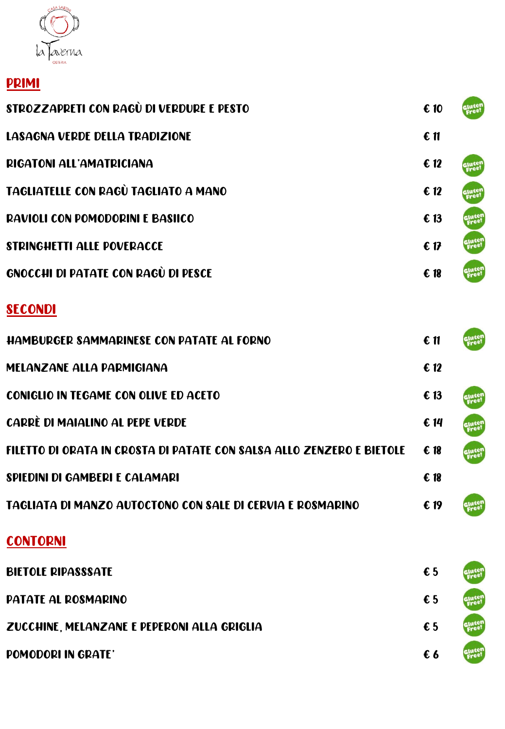la Taverna

OSTERIA

## PRIMI

| | | |
|---|---|---|
| STROZZAPRETI CON RAGÙ DI VERDURE E PESTO | € 10 | Gluten Free! |
| LASAGNA VERDE DELLA TRADIZIONE | € 11 | |
| RIGATONI ALL'AMATRICIANA | € 12 | Gluten Free! |
| TAGLIATELLE CON RAGÙ TAGLIATO A MANO | € 12 | Gluten Free! |
| RAVIOLI CON POMODORINI E BASIICO | € 13 | Gluten Free! |
| STRINGHETTI ALLE POVERACCE | € 17 | Gluten Free! |
| GNOCCHI DI PATATE CON RAGÙ DI PESCE | € 18 | Gluten Free! |

## SECONDI

| | | |
|---|---|---|
| HAMBURGER SAMMARINESE CON PATATE AL FORNO | € 11 | Gluten Free! |
| MELANZANE ALLA PARMIGIANA | € 12 | |
| CONIGLIO IN TEGAME CON OLIVE ED ACETO | € 13 | Gluten Free! |
| CARRÈ DI MAIALINO AL PEPE VERDE | € 14 | Gluten Free! |
| FILETTO DI ORATA IN CROSTA DI PATATE CON SALSA ALLO ZENZERO E BIETOLE | € 18 | Gluten Free! |
| SPIEDINI DI GAMBERI E CALAMARI | € 18 | |
| TAGLIATA DI MANZO AUTOCTONO CON SALE DI CERVIA E ROSMARINO | € 19 | Gluten Free! |

## CONTORNI

| | | |
|---|---|---|
| BIETOLE RIPASSSATE | € 5 | Gluten Free! |
| PATATE AL ROSMARINO | € 5 | Gluten Free! |
| ZUCCHINE, MELANZANE E PEPERONI ALLA GRIGLIA | € 5 | Gluten Free! |
| POMODORI IN GRATE' | € 6 | Gluten Free! |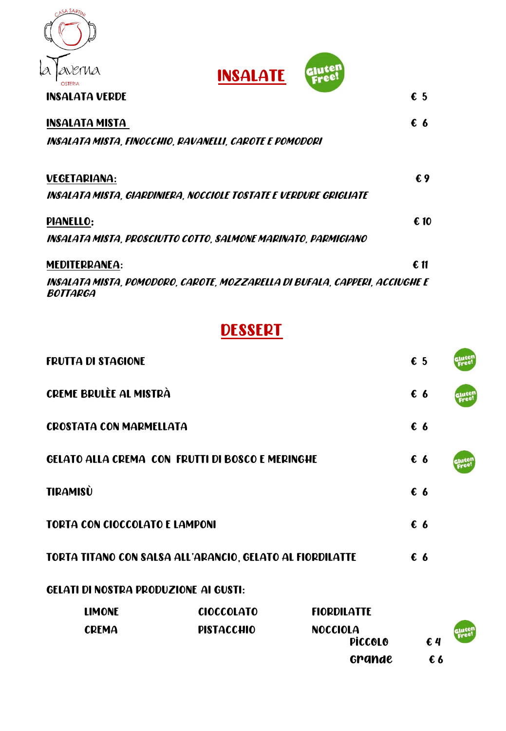Casa Sartini

La Taverna

Osteria

## INSALATE

Gluten Free!

**INSALATA VERDE** € 5

**INSALATA MISTA** € 6

*INSALATA MISTA, FINOCCHIO, RAVANELLI, CAROTE E POMODORI*

**VEGETARIANA:** € 9

*INSALATA MISTA, GIARDINIERA, NOCCIOLE TOSTATE E VERDURE GRIGLIATE*

**PIANELLO:** € 10

*INSALATA MISTA, PROSCIUTTO COTTO, SALMONE MARINATO, PARMIGIANO*

**MEDITERRANEA:** € 11

*INSALATA MISTA, POMODORO, CAROTE, MOZZARELLA DI BUFALA, CAPPERI, ACCIUGHE E BOTTARGA*

## DESSERT

| | | |
|---|---|---|
| FRUTTA DI STAGIONE | € 5 | Gluten Free! |
| CREME BRULÈE AL MISTRÀ | € 6 | Gluten Free! |
| CROSTATA CON MARMELLATA | € 6 | |
| GELATO ALLA CREMA CON FRUTTI DI BOSCO E MERINGHE | € 6 | Gluten Free! |
| TIRAMISÙ | € 6 | |
| TORTA CON CIOCCOLATO E LAMPONI | € 6 | |
| TORTA TITANO CON SALSA ALL'ARANCIO, GELATO AL FIORDILATTE | € 6 | |

**GELATI DI NOSTRA PRODUZIONE AI GUSTI:**

LIMONE, CIOCCOLATO, FIORDILATTE, CREMA, PISTACCHIO, NOCCIOLA

Gluten Free!

| | |
|---|---|
| PiCCOLO | € 4 |
| Grande | € 6 |